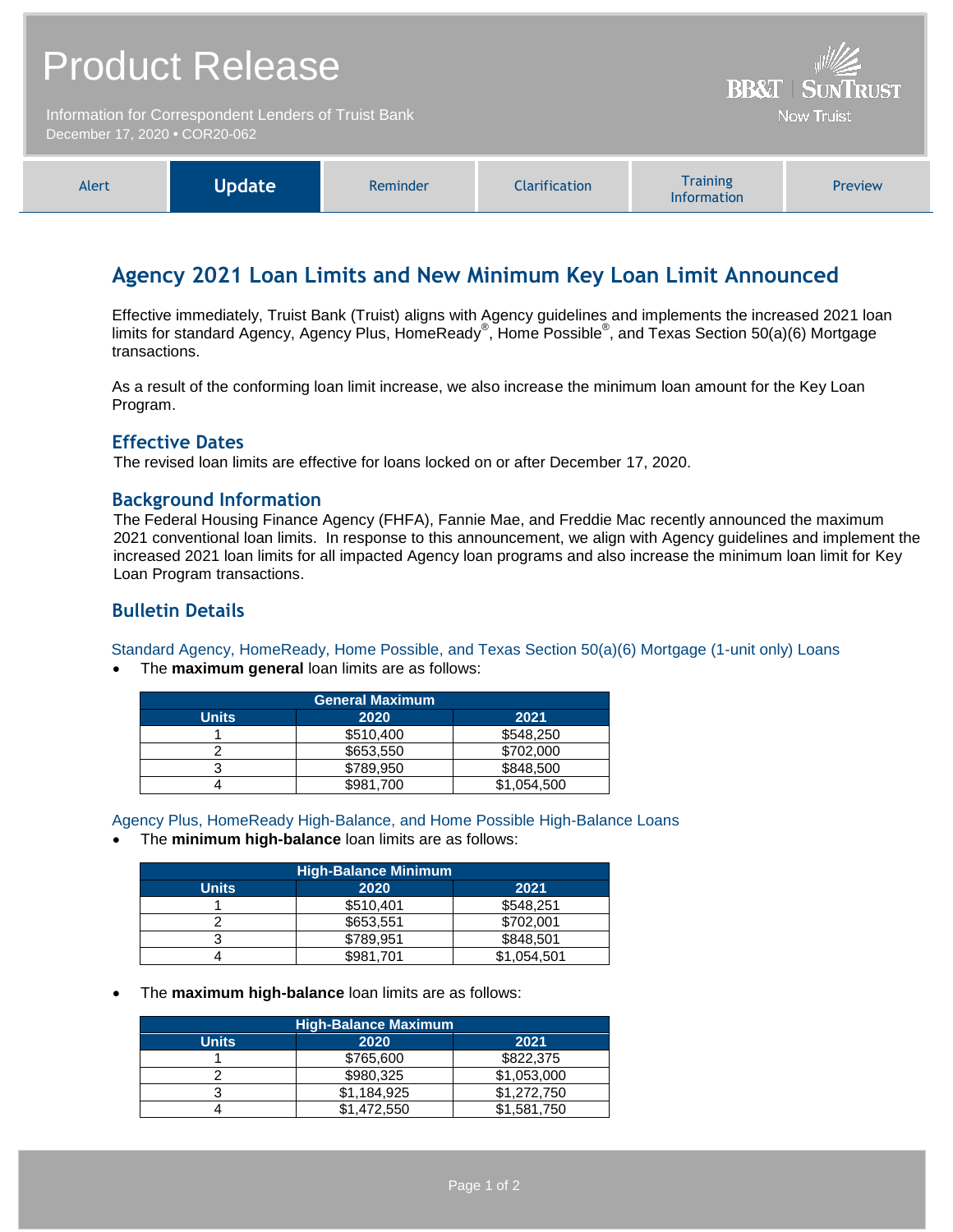# Product Release

Information for Correspondent Lenders of Truist Bank
December 17, 2020 • COR20-062

BB&T | SunTrust
Now Truist

| Alert | **Update** | Reminder | Clarification | Training Information | Preview |
|---|---|---|---|---|---|

## Agency 2021 Loan Limits and New Minimum Key Loan Limit Announced

Effective immediately, Truist Bank (Truist) aligns with Agency guidelines and implements the increased 2021 loan limits for standard Agency, Agency Plus, HomeReady®, Home Possible®, and Texas Section 50(a)(6) Mortgage transactions.

As a result of the conforming loan limit increase, we also increase the minimum loan amount for the Key Loan Program.

### Effective Dates

The revised loan limits are effective for loans locked on or after December 17, 2020.

### Background Information

The Federal Housing Finance Agency (FHFA), Fannie Mae, and Freddie Mac recently announced the maximum 2021 conventional loan limits. In response to this announcement, we align with Agency guidelines and implement the increased 2021 loan limits for all impacted Agency loan programs and also increase the minimum loan limit for Key Loan Program transactions.

### Bulletin Details

#### Standard Agency, HomeReady, Home Possible, and Texas Section 50(a)(6) Mortgage (1-unit only) Loans

- The **maximum general** loan limits are as follows:

| General Maximum | | |
|---|---|---|
| **Units** | **2020** | **2021** |
| 1 | $510,400 | $548,250 |
| 2 | $653,550 | $702,000 |
| 3 | $789,950 | $848,500 |
| 4 | $981,700 | $1,054,500 |

#### Agency Plus, HomeReady High-Balance, and Home Possible High-Balance Loans

- The **minimum high-balance** loan limits are as follows:

| High-Balance Minimum | | |
|---|---|---|
| **Units** | **2020** | **2021** |
| 1 | $510,401 | $548,251 |
| 2 | $653,551 | $702,001 |
| 3 | $789,951 | $848,501 |
| 4 | $981,701 | $1,054,501 |

- The **maximum high-balance** loan limits are as follows:

| High-Balance Maximum | | |
|---|---|---|
| **Units** | **2020** | **2021** |
| 1 | $765,600 | $822,375 |
| 2 | $980,325 | $1,053,000 |
| 3 | $1,184,925 | $1,272,750 |
| 4 | $1,472,550 | $1,581,750 |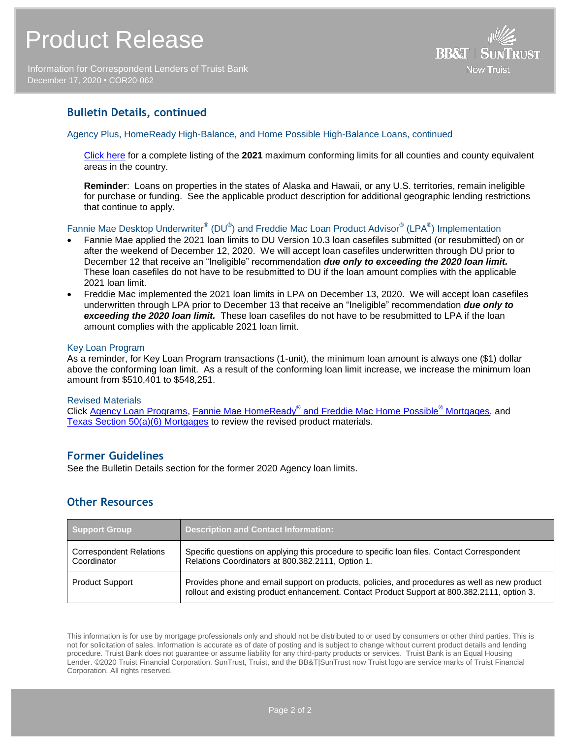## Bulletin Details, continued

### Agency Plus, HomeReady High-Balance, and Home Possible High-Balance Loans, continued

Click here for a complete listing of the **2021** maximum conforming limits for all counties and county equivalent areas in the country.

**Reminder**: Loans on properties in the states of Alaska and Hawaii, or any U.S. territories, remain ineligible for purchase or funding. See the applicable product description for additional geographic lending restrictions that continue to apply.

### Fannie Mae Desktop Underwriter® (DU®) and Freddie Mac Loan Product Advisor® (LPA®) Implementation

- Fannie Mae applied the 2021 loan limits to DU Version 10.3 loan casefiles submitted (or resubmitted) on or after the weekend of December 12, 2020. We will accept loan casefiles underwritten through DU prior to December 12 that receive an "Ineligible" recommendation ***due only to exceeding the 2020 loan limit.*** These loan casefiles do not have to be resubmitted to DU if the loan amount complies with the applicable 2021 loan limit.
- Freddie Mac implemented the 2021 loan limits in LPA on December 13, 2020. We will accept loan casefiles underwritten through LPA prior to December 13 that receive an "Ineligible" recommendation ***due only to exceeding the 2020 loan limit.*** These loan casefiles do not have to be resubmitted to LPA if the loan amount complies with the applicable 2021 loan limit.

### Key Loan Program

As a reminder, for Key Loan Program transactions (1-unit), the minimum loan amount is always one ($1) dollar above the conforming loan limit. As a result of the conforming loan limit increase, we increase the minimum loan amount from $510,401 to $548,251.

### Revised Materials

Click Agency Loan Programs, Fannie Mae HomeReady® and Freddie Mac Home Possible® Mortgages, and Texas Section 50(a)(6) Mortgages to review the revised product materials.

## Former Guidelines

See the Bulletin Details section for the former 2020 Agency loan limits.

## Other Resources

| Support Group | Description and Contact Information: |
|---|---|
| Correspondent Relations Coordinator | Specific questions on applying this procedure to specific loan files. Contact Correspondent Relations Coordinators at 800.382.2111, Option 1. |
| Product Support | Provides phone and email support on products, policies, and procedures as well as new product rollout and existing product enhancement. Contact Product Support at 800.382.2111, option 3. |

This information is for use by mortgage professionals only and should not be distributed to or used by consumers or other third parties. This is not for solicitation of sales. Information is accurate as of date of posting and is subject to change without current product details and lending procedure. Truist Bank does not guarantee or assume liability for any third-party products or services. Truist Bank is an Equal Housing Lender. ©2020 Truist Financial Corporation. SunTrust, Truist, and the BB&T|SunTrust now Truist logo are service marks of Truist Financial Corporation. All rights reserved.